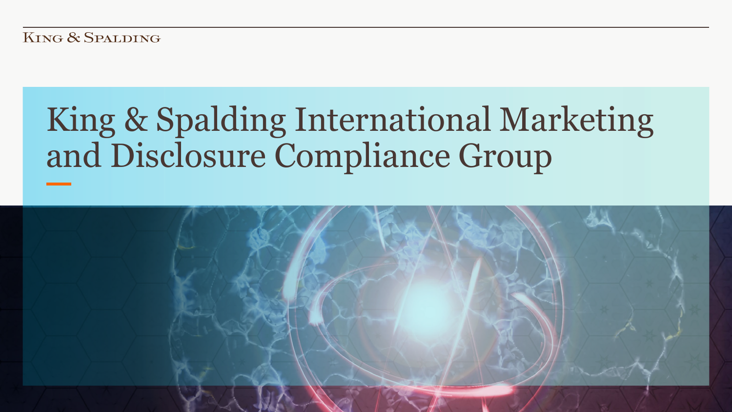King & Spalding

# King & Spalding International Marketing and Disclosure Compliance Group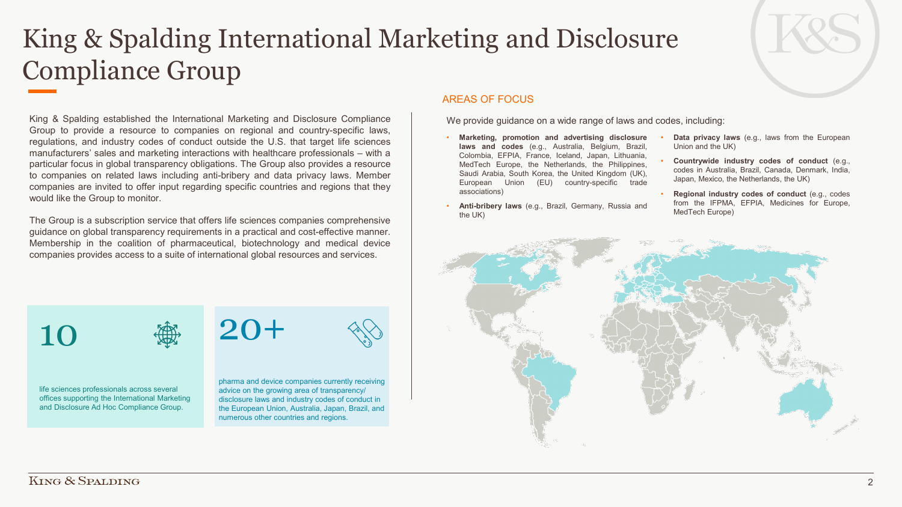# King & Spalding International Marketing and Disclosure Compliance Group

King & Spalding established the International Marketing and Disclosure Compliance Group to provide a resource to companies on regional and country-specific laws, regulations, and industry codes of conduct outside the U.S. that target life sciences manufacturers' sales and marketing interactions with healthcare professionals – with a particular focus in global transparency obligations. The Group also provides a resource to companies on related laws including anti-bribery and data privacy laws. Member companies are invited to offer input regarding specific countries and regions that they would like the Group to monitor.

The Group is a subscription service that offers life sciences companies comprehensive guidance on global transparency requirements in a practical and cost-effective manner. Membership in the coalition of pharmaceutical, biotechnology and medical device companies provides access to a suite of international global resources and services.

**10**

life sciences professionals across several offices supporting the International Marketing and Disclosure Ad Hoc Compliance Group.

**20+**

pharma and device companies currently receiving advice on the growing area of transparency/ disclosure laws and industry codes of conduct in the European Union, Australia, Japan, Brazil, and numerous other countries and regions.

## AREAS OF FOCUS

We provide guidance on a wide range of laws and codes, including:

- **Marketing, promotion and advertising disclosure laws and codes** (e.g., Australia, Belgium, Brazil, Colombia, EFPIA, France, Iceland, Japan, Lithuania, MedTech Europe, the Netherlands, the Philippines, Saudi Arabia, South Korea, the United Kingdom (UK), European Union (EU) country-specific trade associations)
- **Anti-bribery laws** (e.g., Brazil, Germany, Russia and the UK)
- **Data privacy laws** (e.g., laws from the European Union and the UK)
- **Countrywide industry codes of conduct** (e.g., codes in Australia, Brazil, Canada, Denmark, India, Japan, Mexico, the Netherlands, the UK)
- **Regional industry codes of conduct** (e.g., codes from the IFPMA, EFPIA, Medicines for Europe, MedTech Europe)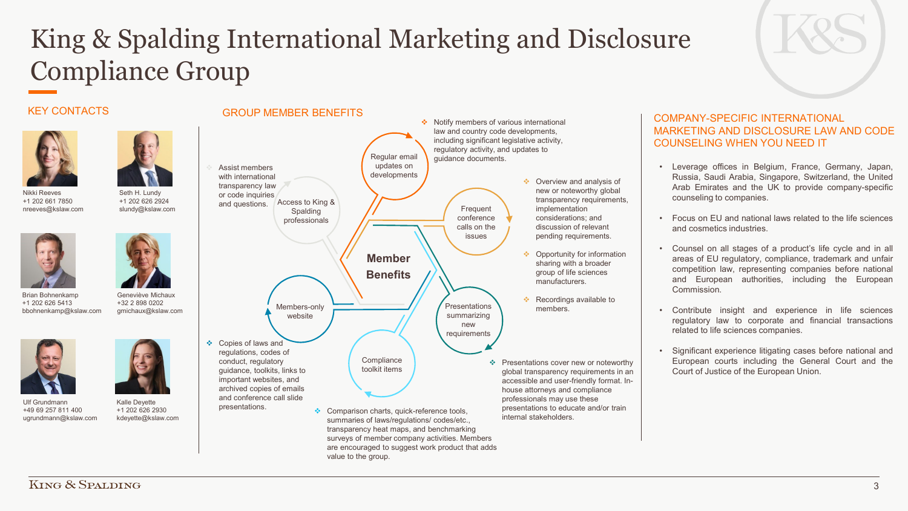# King & Spalding International Marketing and Disclosure Compliance Group

## KEY CONTACTS

Nikki Reeves
+1 202 661 7850
nreeves@kslaw.com

Seth H. Lundy
+1 202 626 2924
slundy@kslaw.com

Brian Bohnenkamp
+1 202 626 5413
bbohnenkamp@kslaw.com

Geneviève Michaux
+32 2 898 0202
gmichaux@kslaw.com

Ulf Grundmann
+49 69 257 811 400
ugrundmann@kslaw.com

Kalle Deyette
+1 202 626 2930
kdeyette@kslaw.com

## GROUP MEMBER BENEFITS

**Member Benefits**

**Regular email updates on developments**

- Notify members of various international law and country code developments, including significant legislative activity, regulatory activity, and updates to guidance documents.

**Frequent conference calls on the issues**

- Overview and analysis of new or noteworthy global transparency requirements, implementation considerations; and discussion of relevant pending requirements.
- Opportunity for information sharing with a broader group of life sciences manufacturers.
- Recordings available to members.

**Presentations summarizing new requirements**

- Presentations cover new or noteworthy global transparency requirements in an accessible and user-friendly format. In-house attorneys and compliance professionals may use these presentations to educate and/or train internal stakeholders.

**Compliance toolkit items**

- Comparison charts, quick-reference tools, summaries of laws/regulations/ codes/etc., transparency heat maps, and benchmarking surveys of member company activities. Members are encouraged to suggest work product that adds value to the group.

**Members-only website**

- Copies of laws and regulations, codes of conduct, regulatory guidance, toolkits, links to important websites, and archived copies of emails and conference call slide presentations.

**Access to King & Spalding professionals**

- Assist members with international transparency law or code inquiries and questions.

## COMPANY-SPECIFIC INTERNATIONAL MARKETING AND DISCLOSURE LAW AND CODE COUNSELING WHEN YOU NEED IT

- Leverage offices in Belgium, France, Germany, Japan, Russia, Saudi Arabia, Singapore, Switzerland, the United Arab Emirates and the UK to provide company-specific counseling to companies.
- Focus on EU and national laws related to the life sciences and cosmetics industries.
- Counsel on all stages of a product's life cycle and in all areas of EU regulatory, compliance, trademark and unfair competition law, representing companies before national and European authorities, including the European Commission.
- Contribute insight and experience in life sciences regulatory law to corporate and financial transactions related to life sciences companies.
- Significant experience litigating cases before national and European courts including the General Court and the Court of Justice of the European Union.